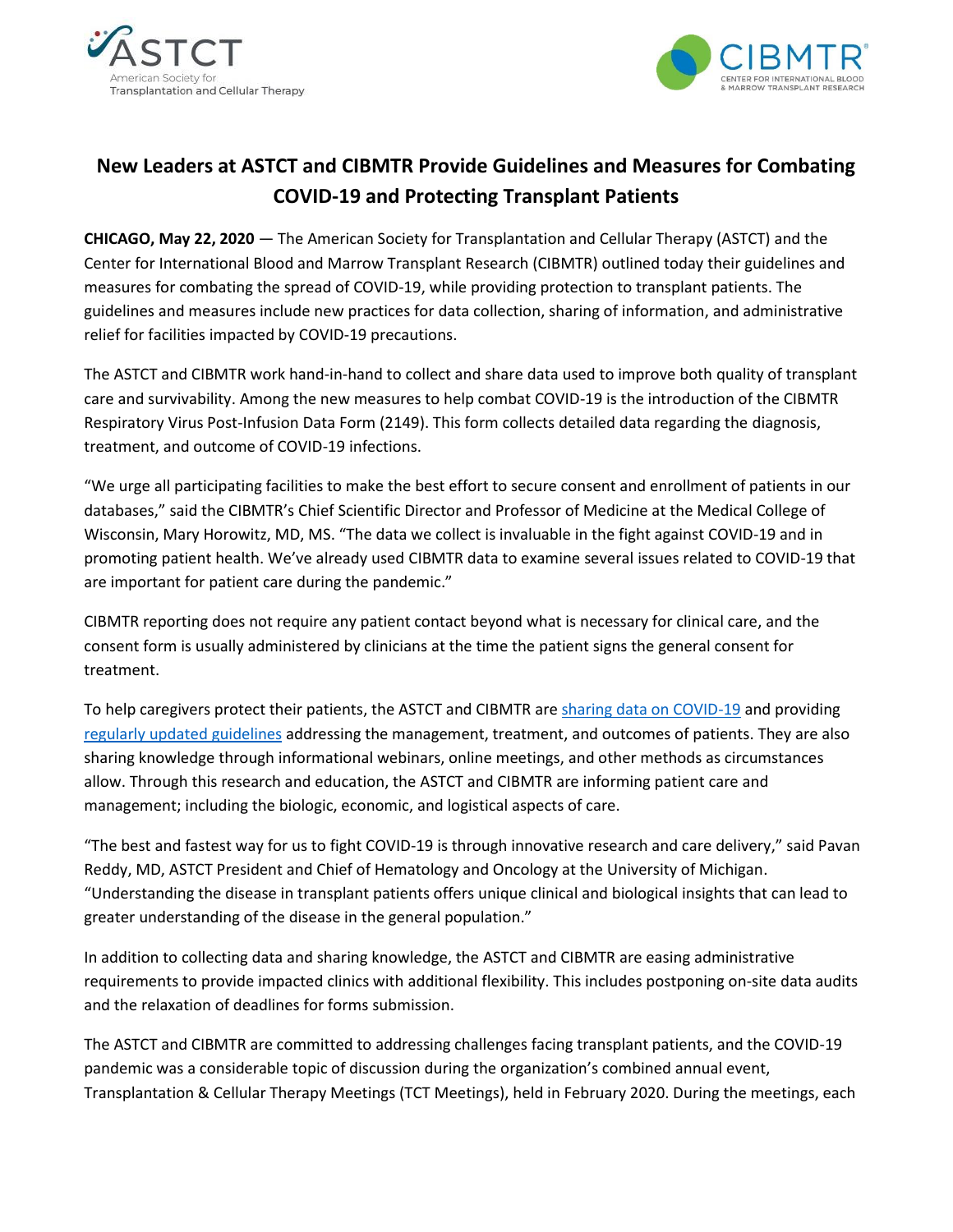# New Leaders at ASTCT and CIBMTR Provide Guidelines and Measures for Combating COVID-19 and Protecting Transplant Patients

**CHICAGO, May 22, 2020** — The American Society for Transplantation and Cellular Therapy (ASTCT) and the Center for International Blood and Marrow Transplant Research (CIBMTR) outlined today their guidelines and measures for combating the spread of COVID-19, while providing protection to transplant patients. The guidelines and measures include new practices for data collection, sharing of information, and administrative relief for facilities impacted by COVID-19 precautions.

The ASTCT and CIBMTR work hand-in-hand to collect and share data used to improve both quality of transplant care and survivability. Among the new measures to help combat COVID-19 is the introduction of the CIBMTR Respiratory Virus Post-Infusion Data Form (2149). This form collects detailed data regarding the diagnosis, treatment, and outcome of COVID-19 infections.

"We urge all participating facilities to make the best effort to secure consent and enrollment of patients in our databases," said the CIBMTR's Chief Scientific Director and Professor of Medicine at the Medical College of Wisconsin, Mary Horowitz, MD, MS. "The data we collect is invaluable in the fight against COVID-19 and in promoting patient health. We've already used CIBMTR data to examine several issues related to COVID-19 that are important for patient care during the pandemic."

CIBMTR reporting does not require any patient contact beyond what is necessary for clinical care, and the consent form is usually administered by clinicians at the time the patient signs the general consent for treatment.

To help caregivers protect their patients, the ASTCT and CIBMTR are sharing data on COVID-19 and providing regularly updated guidelines addressing the management, treatment, and outcomes of patients. They are also sharing knowledge through informational webinars, online meetings, and other methods as circumstances allow. Through this research and education, the ASTCT and CIBMTR are informing patient care and management; including the biologic, economic, and logistical aspects of care.

"The best and fastest way for us to fight COVID-19 is through innovative research and care delivery," said Pavan Reddy, MD, ASTCT President and Chief of Hematology and Oncology at the University of Michigan. "Understanding the disease in transplant patients offers unique clinical and biological insights that can lead to greater understanding of the disease in the general population."

In addition to collecting data and sharing knowledge, the ASTCT and CIBMTR are easing administrative requirements to provide impacted clinics with additional flexibility. This includes postponing on-site data audits and the relaxation of deadlines for forms submission.

The ASTCT and CIBMTR are committed to addressing challenges facing transplant patients, and the COVID-19 pandemic was a considerable topic of discussion during the organization's combined annual event, Transplantation & Cellular Therapy Meetings (TCT Meetings), held in February 2020. During the meetings, each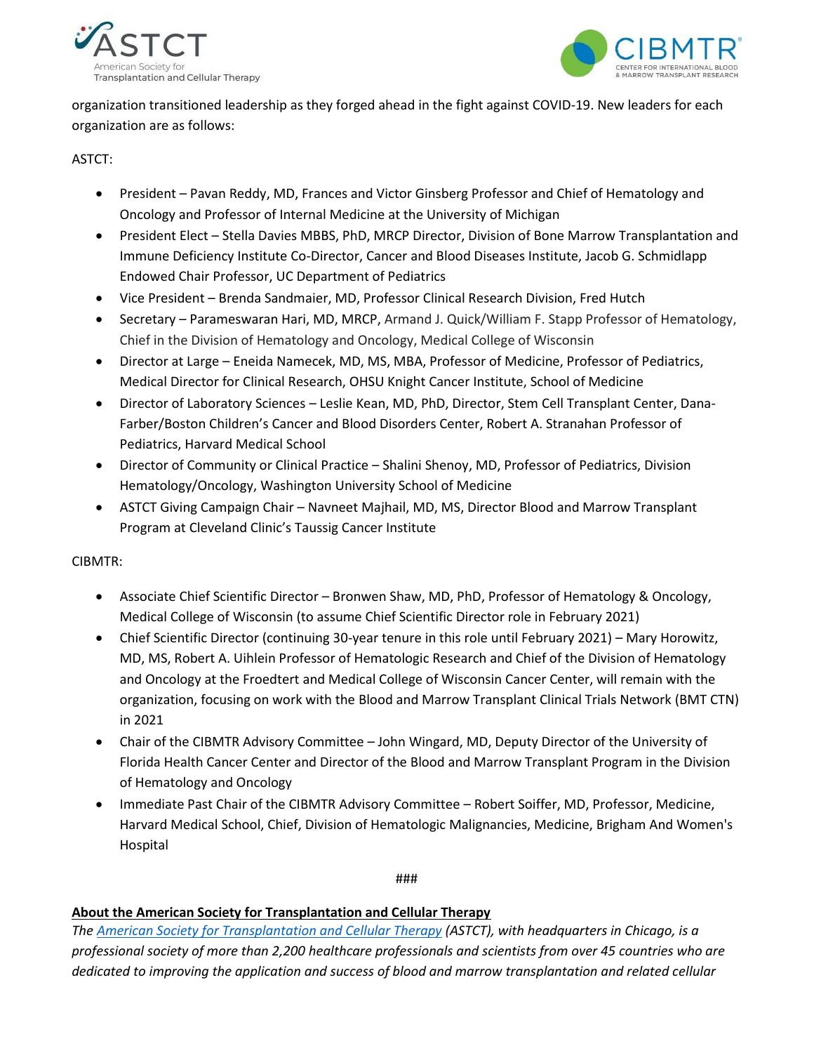organization transitioned leadership as they forged ahead in the fight against COVID-19. New leaders for each organization are as follows:

ASTCT:

- President – Pavan Reddy, MD, Frances and Victor Ginsberg Professor and Chief of Hematology and Oncology and Professor of Internal Medicine at the University of Michigan
- President Elect – Stella Davies MBBS, PhD, MRCP Director, Division of Bone Marrow Transplantation and Immune Deficiency Institute Co-Director, Cancer and Blood Diseases Institute, Jacob G. Schmidlapp Endowed Chair Professor, UC Department of Pediatrics
- Vice President – Brenda Sandmaier, MD, Professor Clinical Research Division, Fred Hutch
- Secretary – Parameswaran Hari, MD, MRCP, Armand J. Quick/William F. Stapp Professor of Hematology, Chief in the Division of Hematology and Oncology, Medical College of Wisconsin
- Director at Large – Eneida Namecek, MD, MS, MBA, Professor of Medicine, Professor of Pediatrics, Medical Director for Clinical Research, OHSU Knight Cancer Institute, School of Medicine
- Director of Laboratory Sciences – Leslie Kean, MD, PhD, Director, Stem Cell Transplant Center, Dana-Farber/Boston Children's Cancer and Blood Disorders Center, Robert A. Stranahan Professor of Pediatrics, Harvard Medical School
- Director of Community or Clinical Practice – Shalini Shenoy, MD, Professor of Pediatrics, Division Hematology/Oncology, Washington University School of Medicine
- ASTCT Giving Campaign Chair – Navneet Majhail, MD, MS, Director Blood and Marrow Transplant Program at Cleveland Clinic's Taussig Cancer Institute

CIBMTR:

- Associate Chief Scientific Director – Bronwen Shaw, MD, PhD, Professor of Hematology & Oncology, Medical College of Wisconsin (to assume Chief Scientific Director role in February 2021)
- Chief Scientific Director (continuing 30-year tenure in this role until February 2021) – Mary Horowitz, MD, MS, Robert A. Uihlein Professor of Hematologic Research and Chief of the Division of Hematology and Oncology at the Froedtert and Medical College of Wisconsin Cancer Center, will remain with the organization, focusing on work with the Blood and Marrow Transplant Clinical Trials Network (BMT CTN) in 2021
- Chair of the CIBMTR Advisory Committee – John Wingard, MD, Deputy Director of the University of Florida Health Cancer Center and Director of the Blood and Marrow Transplant Program in the Division of Hematology and Oncology
- Immediate Past Chair of the CIBMTR Advisory Committee – Robert Soiffer, MD, Professor, Medicine, Harvard Medical School, Chief, Division of Hematologic Malignancies, Medicine, Brigham And Women's Hospital

###

**About the American Society for Transplantation and Cellular Therapy**

*The American Society for Transplantation and Cellular Therapy (ASTCT), with headquarters in Chicago, is a professional society of more than 2,200 healthcare professionals and scientists from over 45 countries who are dedicated to improving the application and success of blood and marrow transplantation and related cellular*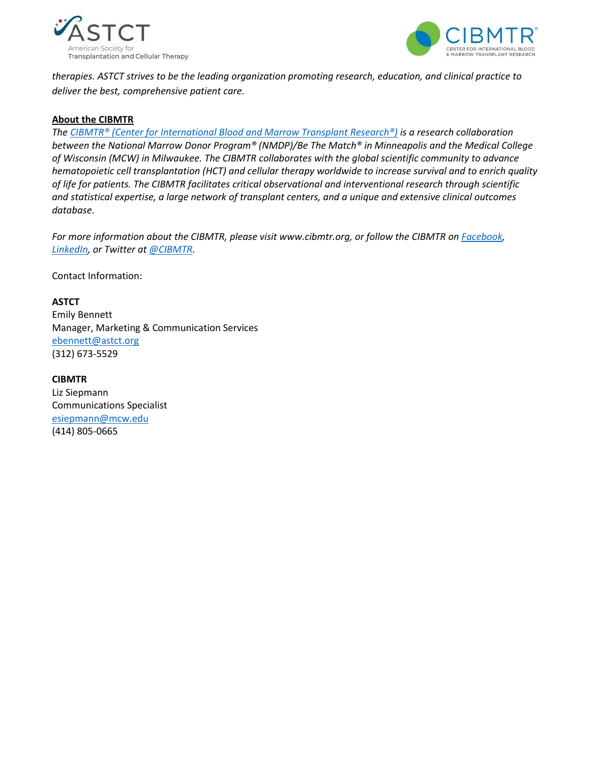*therapies. ASTCT strives to be the leading organization promoting research, education, and clinical practice to deliver the best, comprehensive patient care.*

**About the CIBMTR**

*The CIBMTR® (Center for International Blood and Marrow Transplant Research®) is a research collaboration between the National Marrow Donor Program® (NMDP)/Be The Match® in Minneapolis and the Medical College of Wisconsin (MCW) in Milwaukee. The CIBMTR collaborates with the global scientific community to advance hematopoietic cell transplantation (HCT) and cellular therapy worldwide to increase survival and to enrich quality of life for patients. The CIBMTR facilitates critical observational and interventional research through scientific and statistical expertise, a large network of transplant centers, and a unique and extensive clinical outcomes database.*

*For more information about the CIBMTR, please visit www.cibmtr.org, or follow the CIBMTR on Facebook, LinkedIn, or Twitter at @CIBMTR.*

Contact Information:

**ASTCT**
Emily Bennett
Manager, Marketing & Communication Services
ebennett@astct.org
(312) 673-5529

**CIBMTR**
Liz Siepmann
Communications Specialist
esiepmann@mcw.edu
(414) 805-0665